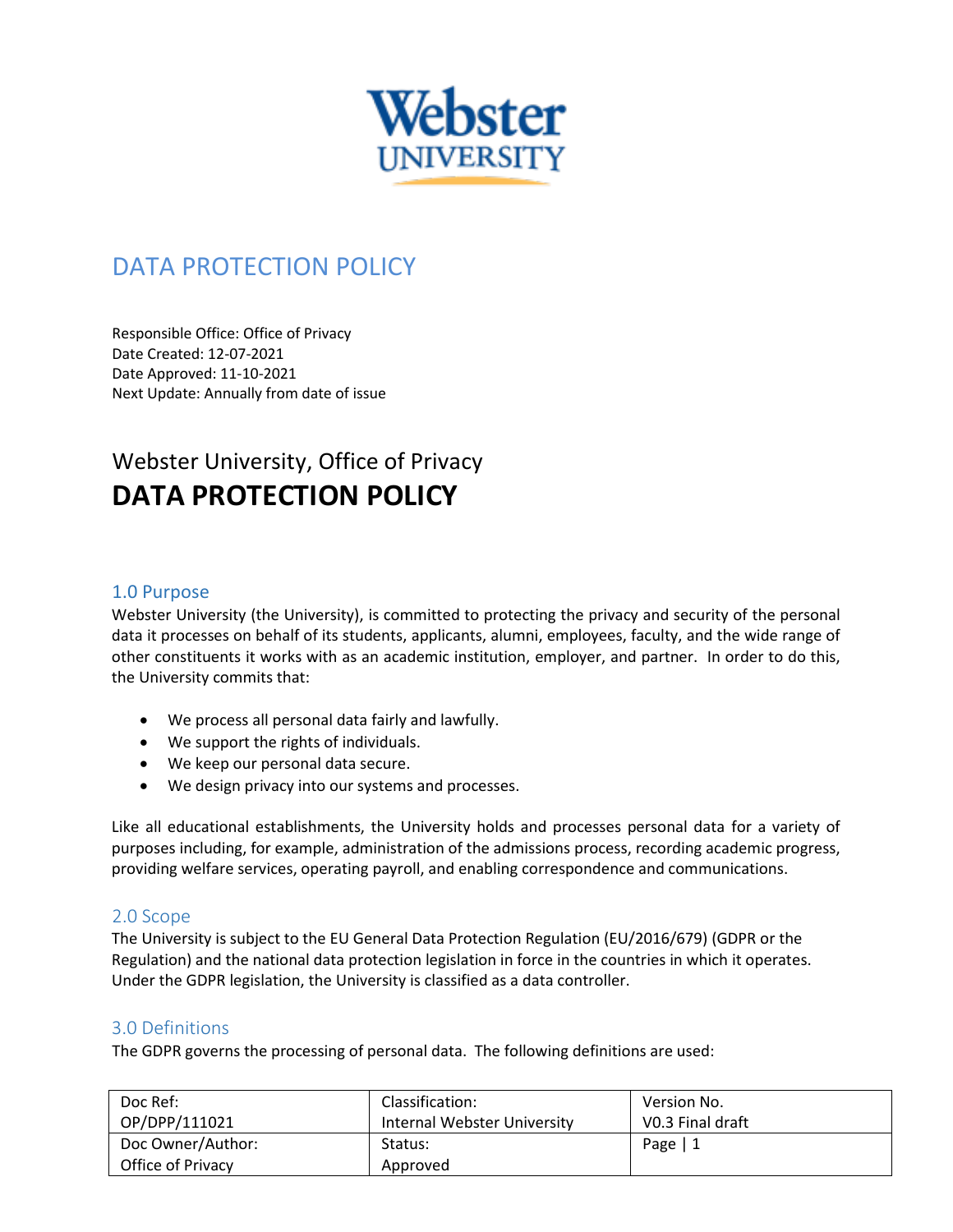# DATA PROTECTION POLICY

Responsible Office: Office of Privacy
Date Created: 12-07-2021
Date Approved: 11-10-2021
Next Update: Annually from date of issue

Webster University, Office of Privacy

# DATA PROTECTION POLICY

## 1.0 Purpose

Webster University (the University), is committed to protecting the privacy and security of the personal data it processes on behalf of its students, applicants, alumni, employees, faculty, and the wide range of other constituents it works with as an academic institution, employer, and partner. In order to do this, the University commits that:

- We process all personal data fairly and lawfully.
- We support the rights of individuals.
- We keep our personal data secure.
- We design privacy into our systems and processes.

Like all educational establishments, the University holds and processes personal data for a variety of purposes including, for example, administration of the admissions process, recording academic progress, providing welfare services, operating payroll, and enabling correspondence and communications.

## 2.0 Scope

The University is subject to the EU General Data Protection Regulation (EU/2016/679) (GDPR or the Regulation) and the national data protection legislation in force in the countries in which it operates. Under the GDPR legislation, the University is classified as a data controller.

## 3.0 Definitions

The GDPR governs the processing of personal data. The following definitions are used:

| Doc Ref: OP/DPP/111021 | Classification: Internal Webster University | Version No. V0.3 Final draft |
|---|---|---|
| Doc Owner/Author: Office of Privacy | Status: Approved | |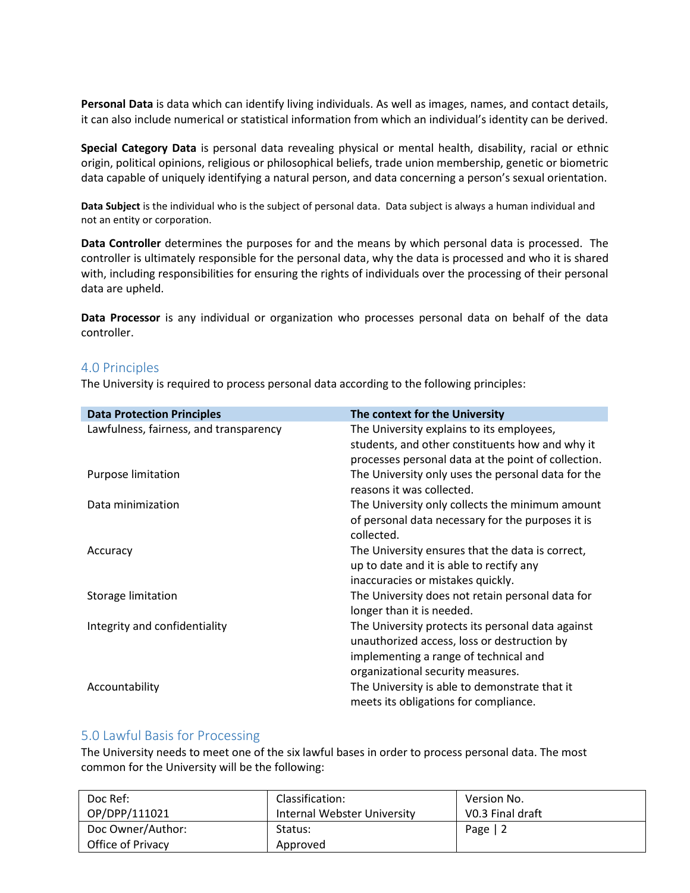**Personal Data** is data which can identify living individuals. As well as images, names, and contact details, it can also include numerical or statistical information from which an individual's identity can be derived.

**Special Category Data** is personal data revealing physical or mental health, disability, racial or ethnic origin, political opinions, religious or philosophical beliefs, trade union membership, genetic or biometric data capable of uniquely identifying a natural person, and data concerning a person's sexual orientation.

**Data Subject** is the individual who is the subject of personal data. Data subject is always a human individual and not an entity or corporation.

**Data Controller** determines the purposes for and the means by which personal data is processed. The controller is ultimately responsible for the personal data, why the data is processed and who it is shared with, including responsibilities for ensuring the rights of individuals over the processing of their personal data are upheld.

**Data Processor** is any individual or organization who processes personal data on behalf of the data controller.

## 4.0 Principles

The University is required to process personal data according to the following principles:

| Data Protection Principles | The context for the University |
|---|---|
| Lawfulness, fairness, and transparency | The University explains to its employees, students, and other constituents how and why it processes personal data at the point of collection. |
| Purpose limitation | The University only uses the personal data for the reasons it was collected. |
| Data minimization | The University only collects the minimum amount of personal data necessary for the purposes it is collected. |
| Accuracy | The University ensures that the data is correct, up to date and it is able to rectify any inaccuracies or mistakes quickly. |
| Storage limitation | The University does not retain personal data for longer than it is needed. |
| Integrity and confidentiality | The University protects its personal data against unauthorized access, loss or destruction by implementing a range of technical and organizational security measures. |
| Accountability | The University is able to demonstrate that it meets its obligations for compliance. |

## 5.0 Lawful Basis for Processing

The University needs to meet one of the six lawful bases in order to process personal data. The most common for the University will be the following:

| Doc Ref: OP/DPP/111021 | Classification: Internal Webster University | Version No. V0.3 Final draft |
|---|---|---|
| Doc Owner/Author: Office of Privacy | Status: Approved | |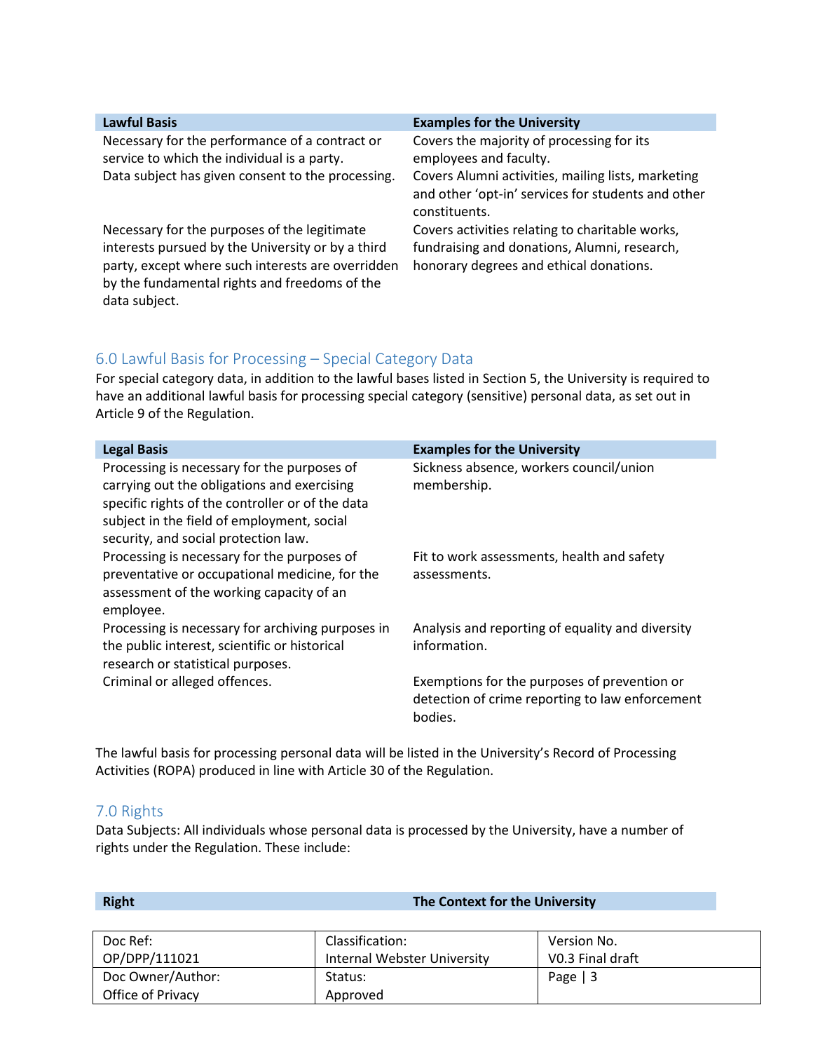| Lawful Basis | Examples for the University |
|---|---|
| Necessary for the performance of a contract or service to which the individual is a party. | Covers the majority of processing for its employees and faculty. |
| Data subject has given consent to the processing. | Covers Alumni activities, mailing lists, marketing and other 'opt-in' services for students and other constituents. |
| Necessary for the purposes of the legitimate interests pursued by the University or by a third party, except where such interests are overridden by the fundamental rights and freedoms of the data subject. | Covers activities relating to charitable works, fundraising and donations, Alumni, research, honorary degrees and ethical donations. |

## 6.0 Lawful Basis for Processing – Special Category Data

For special category data, in addition to the lawful bases listed in Section 5, the University is required to have an additional lawful basis for processing special category (sensitive) personal data, as set out in Article 9 of the Regulation.

| Legal Basis | Examples for the University |
|---|---|
| Processing is necessary for the purposes of carrying out the obligations and exercising specific rights of the controller or of the data subject in the field of employment, social security, and social protection law. | Sickness absence, workers council/union membership. |
| Processing is necessary for the purposes of preventative or occupational medicine, for the assessment of the working capacity of an employee. | Fit to work assessments, health and safety assessments. |
| Processing is necessary for archiving purposes in the public interest, scientific or historical research or statistical purposes. | Analysis and reporting of equality and diversity information. |
| Criminal or alleged offences. | Exemptions for the purposes of prevention or detection of crime reporting to law enforcement bodies. |

The lawful basis for processing personal data will be listed in the University's Record of Processing Activities (ROPA) produced in line with Article 30 of the Regulation.

## 7.0 Rights

Data Subjects: All individuals whose personal data is processed by the University, have a number of rights under the Regulation. These include:

| Right | The Context for the University |
|---|---|

| Doc Ref: OP/DPP/111021 | Classification: Internal Webster University | Version No. V0.3 Final draft |
|---|---|---|
| Doc Owner/Author: Office of Privacy | Status: Approved | |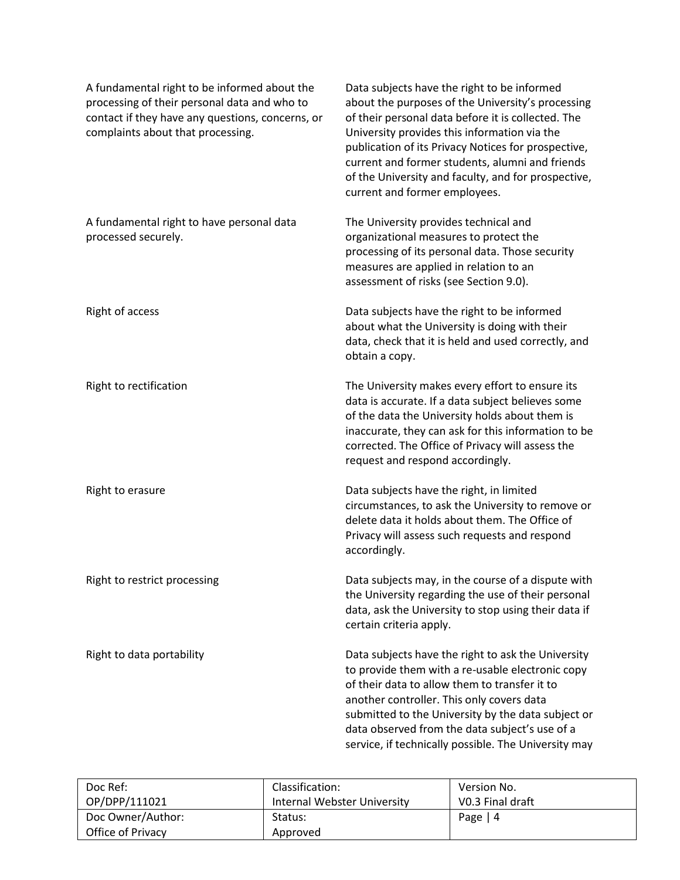| | |
|---|---|
| A fundamental right to be informed about the processing of their personal data and who to contact if they have any questions, concerns, or complaints about that processing. | Data subjects have the right to be informed about the purposes of the University's processing of their personal data before it is collected. The University provides this information via the publication of its Privacy Notices for prospective, current and former students, alumni and friends of the University and faculty, and for prospective, current and former employees. |
| A fundamental right to have personal data processed securely. | The University provides technical and organizational measures to protect the processing of its personal data. Those security measures are applied in relation to an assessment of risks (see Section 9.0). |
| Right of access | Data subjects have the right to be informed about what the University is doing with their data, check that it is held and used correctly, and obtain a copy. |
| Right to rectification | The University makes every effort to ensure its data is accurate. If a data subject believes some of the data the University holds about them is inaccurate, they can ask for this information to be corrected. The Office of Privacy will assess the request and respond accordingly. |
| Right to erasure | Data subjects have the right, in limited circumstances, to ask the University to remove or delete data it holds about them. The Office of Privacy will assess such requests and respond accordingly. |
| Right to restrict processing | Data subjects may, in the course of a dispute with the University regarding the use of their personal data, ask the University to stop using their data if certain criteria apply. |
| Right to data portability | Data subjects have the right to ask the University to provide them with a re-usable electronic copy of their data to allow them to transfer it to another controller. This only covers data submitted to the University by the data subject or data observed from the data subject's use of a service, if technically possible. The University may |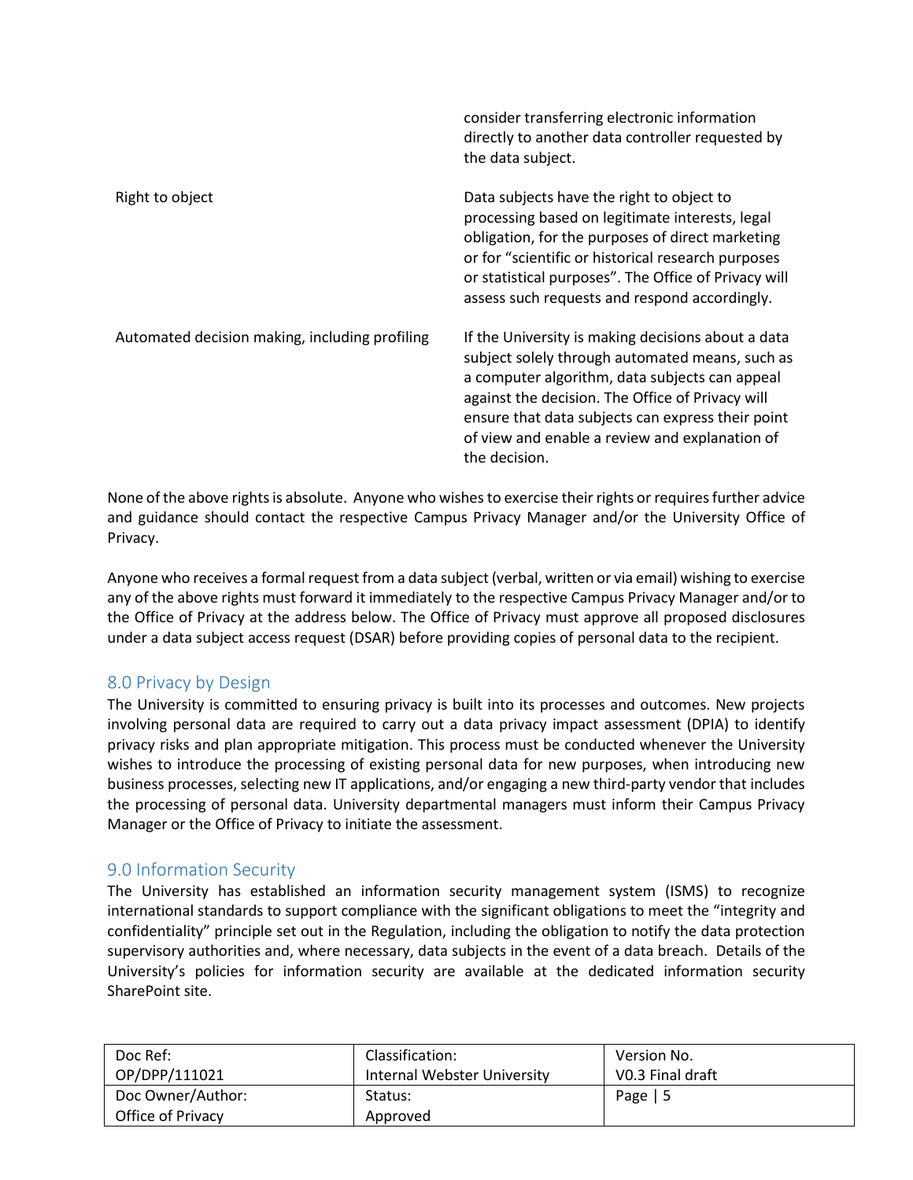| | |
|---|---|
| | consider transferring electronic information directly to another data controller requested by the data subject. |
| Right to object | Data subjects have the right to object to processing based on legitimate interests, legal obligation, for the purposes of direct marketing or for "scientific or historical research purposes or statistical purposes". The Office of Privacy will assess such requests and respond accordingly. |
| Automated decision making, including profiling | If the University is making decisions about a data subject solely through automated means, such as a computer algorithm, data subjects can appeal against the decision. The Office of Privacy will ensure that data subjects can express their point of view and enable a review and explanation of the decision. |

None of the above rights is absolute. Anyone who wishes to exercise their rights or requires further advice and guidance should contact the respective Campus Privacy Manager and/or the University Office of Privacy.

Anyone who receives a formal request from a data subject (verbal, written or via email) wishing to exercise any of the above rights must forward it immediately to the respective Campus Privacy Manager and/or to the Office of Privacy at the address below. The Office of Privacy must approve all proposed disclosures under a data subject access request (DSAR) before providing copies of personal data to the recipient.

## 8.0 Privacy by Design

The University is committed to ensuring privacy is built into its processes and outcomes. New projects involving personal data are required to carry out a data privacy impact assessment (DPIA) to identify privacy risks and plan appropriate mitigation. This process must be conducted whenever the University wishes to introduce the processing of existing personal data for new purposes, when introducing new business processes, selecting new IT applications, and/or engaging a new third-party vendor that includes the processing of personal data. University departmental managers must inform their Campus Privacy Manager or the Office of Privacy to initiate the assessment.

## 9.0 Information Security

The University has established an information security management system (ISMS) to recognize international standards to support compliance with the significant obligations to meet the "integrity and confidentiality" principle set out in the Regulation, including the obligation to notify the data protection supervisory authorities and, where necessary, data subjects in the event of a data breach. Details of the University's policies for information security are available at the dedicated information security SharePoint site.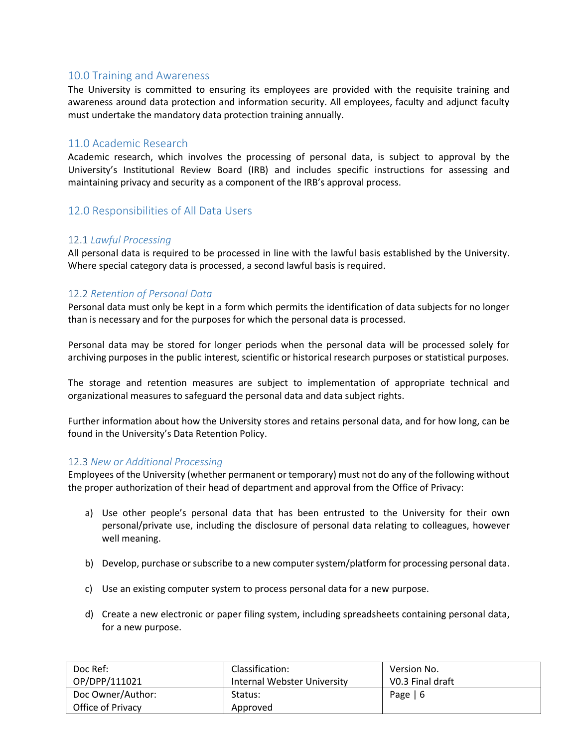## 10.0 Training and Awareness

The University is committed to ensuring its employees are provided with the requisite training and awareness around data protection and information security. All employees, faculty and adjunct faculty must undertake the mandatory data protection training annually.

## 11.0 Academic Research

Academic research, which involves the processing of personal data, is subject to approval by the University's Institutional Review Board (IRB) and includes specific instructions for assessing and maintaining privacy and security as a component of the IRB's approval process.

## 12.0 Responsibilities of All Data Users

### 12.1 *Lawful Processing*

All personal data is required to be processed in line with the lawful basis established by the University. Where special category data is processed, a second lawful basis is required.

### 12.2 *Retention of Personal Data*

Personal data must only be kept in a form which permits the identification of data subjects for no longer than is necessary and for the purposes for which the personal data is processed.

Personal data may be stored for longer periods when the personal data will be processed solely for archiving purposes in the public interest, scientific or historical research purposes or statistical purposes.

The storage and retention measures are subject to implementation of appropriate technical and organizational measures to safeguard the personal data and data subject rights.

Further information about how the University stores and retains personal data, and for how long, can be found in the University's Data Retention Policy.

### 12.3 *New or Additional Processing*

Employees of the University (whether permanent or temporary) must not do any of the following without the proper authorization of their head of department and approval from the Office of Privacy:

a) Use other people's personal data that has been entrusted to the University for their own personal/private use, including the disclosure of personal data relating to colleagues, however well meaning.

b) Develop, purchase or subscribe to a new computer system/platform for processing personal data.

c) Use an existing computer system to process personal data for a new purpose.

d) Create a new electronic or paper filing system, including spreadsheets containing personal data, for a new purpose.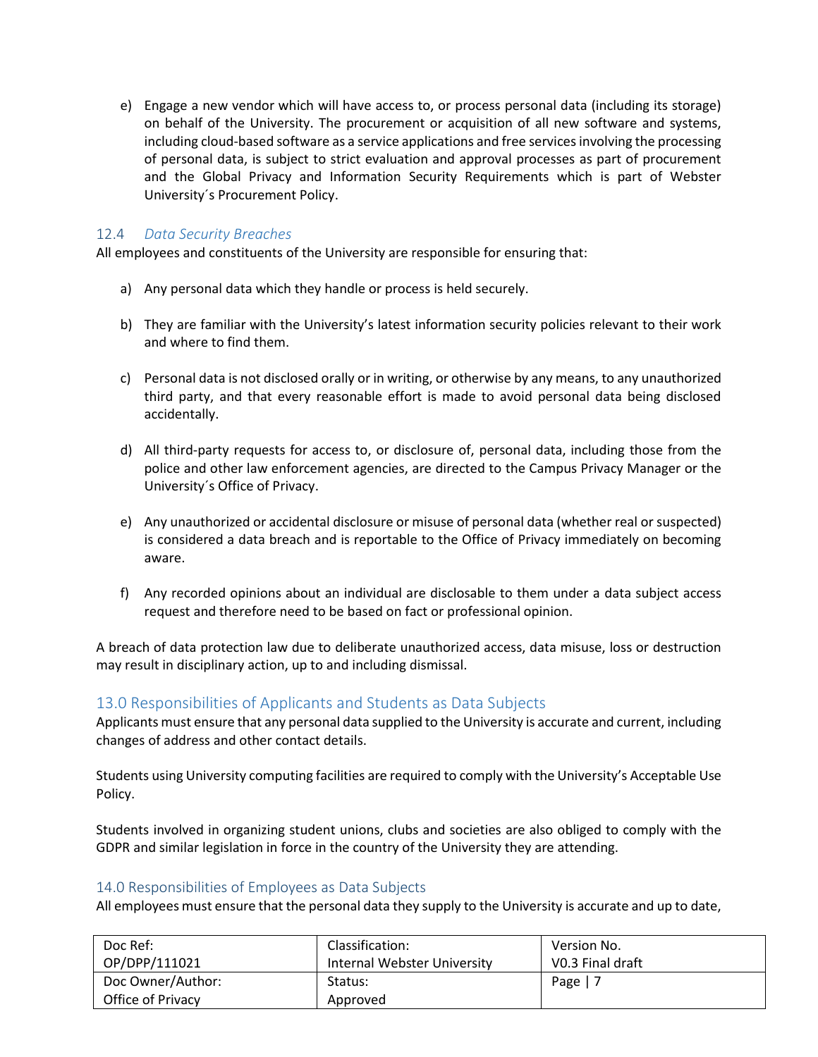e) Engage a new vendor which will have access to, or process personal data (including its storage) on behalf of the University. The procurement or acquisition of all new software and systems, including cloud-based software as a service applications and free services involving the processing of personal data, is subject to strict evaluation and approval processes as part of procurement and the Global Privacy and Information Security Requirements which is part of Webster University´s Procurement Policy.

### 12.4 *Data Security Breaches*

All employees and constituents of the University are responsible for ensuring that:

a) Any personal data which they handle or process is held securely.

b) They are familiar with the University's latest information security policies relevant to their work and where to find them.

c) Personal data is not disclosed orally or in writing, or otherwise by any means, to any unauthorized third party, and that every reasonable effort is made to avoid personal data being disclosed accidentally.

d) All third-party requests for access to, or disclosure of, personal data, including those from the police and other law enforcement agencies, are directed to the Campus Privacy Manager or the University´s Office of Privacy.

e) Any unauthorized or accidental disclosure or misuse of personal data (whether real or suspected) is considered a data breach and is reportable to the Office of Privacy immediately on becoming aware.

f) Any recorded opinions about an individual are disclosable to them under a data subject access request and therefore need to be based on fact or professional opinion.

A breach of data protection law due to deliberate unauthorized access, data misuse, loss or destruction may result in disciplinary action, up to and including dismissal.

## 13.0 Responsibilities of Applicants and Students as Data Subjects

Applicants must ensure that any personal data supplied to the University is accurate and current, including changes of address and other contact details.

Students using University computing facilities are required to comply with the University's Acceptable Use Policy.

Students involved in organizing student unions, clubs and societies are also obliged to comply with the GDPR and similar legislation in force in the country of the University they are attending.

## 14.0 Responsibilities of Employees as Data Subjects

All employees must ensure that the personal data they supply to the University is accurate and up to date,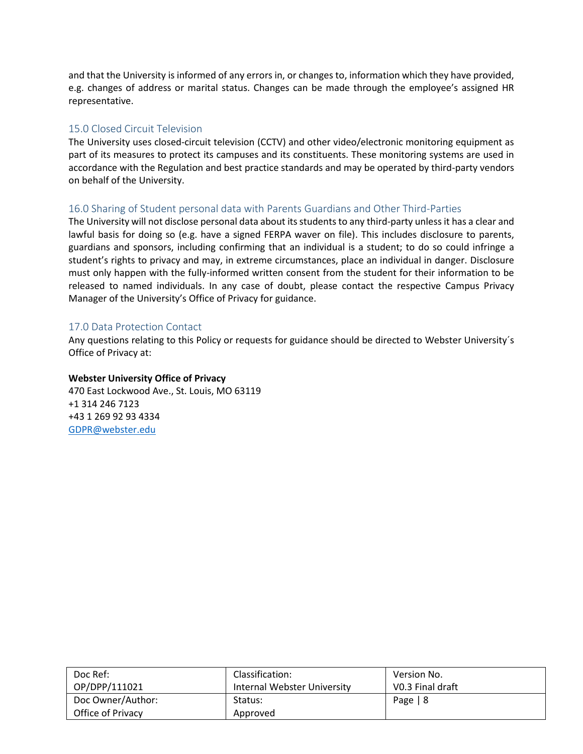and that the University is informed of any errors in, or changes to, information which they have provided, e.g. changes of address or marital status. Changes can be made through the employee's assigned HR representative.

## 15.0 Closed Circuit Television

The University uses closed-circuit television (CCTV) and other video/electronic monitoring equipment as part of its measures to protect its campuses and its constituents. These monitoring systems are used in accordance with the Regulation and best practice standards and may be operated by third-party vendors on behalf of the University.

## 16.0 Sharing of Student personal data with Parents Guardians and Other Third-Parties

The University will not disclose personal data about its students to any third-party unless it has a clear and lawful basis for doing so (e.g. have a signed FERPA waver on file). This includes disclosure to parents, guardians and sponsors, including confirming that an individual is a student; to do so could infringe a student's rights to privacy and may, in extreme circumstances, place an individual in danger. Disclosure must only happen with the fully-informed written consent from the student for their information to be released to named individuals. In any case of doubt, please contact the respective Campus Privacy Manager of the University's Office of Privacy for guidance.

## 17.0 Data Protection Contact

Any questions relating to this Policy or requests for guidance should be directed to Webster University´s Office of Privacy at:

**Webster University Office of Privacy**
470 East Lockwood Ave., St. Louis, MO 63119
+1 314 246 7123
+43 1 269 92 93 4334
GDPR@webster.edu

| | | |
|---|---|---|
| Doc Ref: OP/DPP/111021 | Classification: Internal Webster University | Version No. V0.3 Final draft |
| Doc Owner/Author: Office of Privacy | Status: Approved | Page \| 8 |